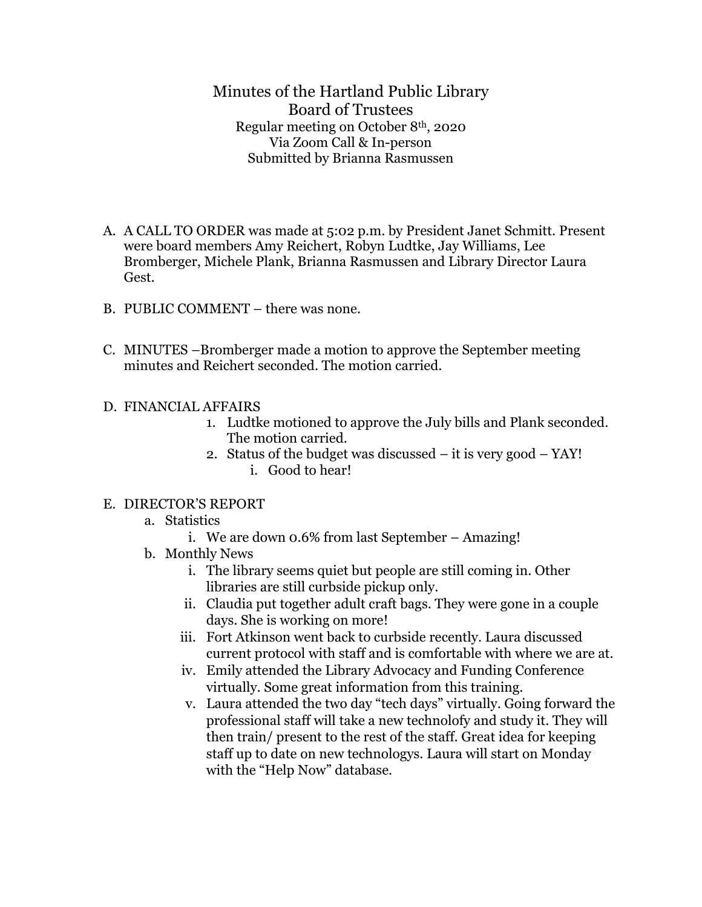# Minutes of the Hartland Public Library
## Board of Trustees

Regular meeting on October 8th, 2020
Via Zoom Call & In-person
Submitted by Brianna Rasmussen

A. A CALL TO ORDER was made at 5:02 p.m. by President Janet Schmitt. Present were board members Amy Reichert, Robyn Ludtke, Jay Williams, Lee Bromberger, Michele Plank, Brianna Rasmussen and Library Director Laura Gest.

B. PUBLIC COMMENT – there was none.

C. MINUTES –Bromberger made a motion to approve the September meeting minutes and Reichert seconded. The motion carried.

D. FINANCIAL AFFAIRS
   1. Ludtke motioned to approve the July bills and Plank seconded. The motion carried.
   2. Status of the budget was discussed – it is very good – YAY!
      i. Good to hear!

E. DIRECTOR'S REPORT
   a. Statistics
      i. We are down 0.6% from last September – Amazing!
   b. Monthly News
      i. The library seems quiet but people are still coming in. Other libraries are still curbside pickup only.
      ii. Claudia put together adult craft bags. They were gone in a couple days. She is working on more!
      iii. Fort Atkinson went back to curbside recently. Laura discussed current protocol with staff and is comfortable with where we are at.
      iv. Emily attended the Library Advocacy and Funding Conference virtually. Some great information from this training.
      v. Laura attended the two day "tech days" virtually. Going forward the professional staff will take a new technolofy and study it. They will then train/ present to the rest of the staff. Great idea for keeping staff up to date on new technologys. Laura will start on Monday with the "Help Now" database.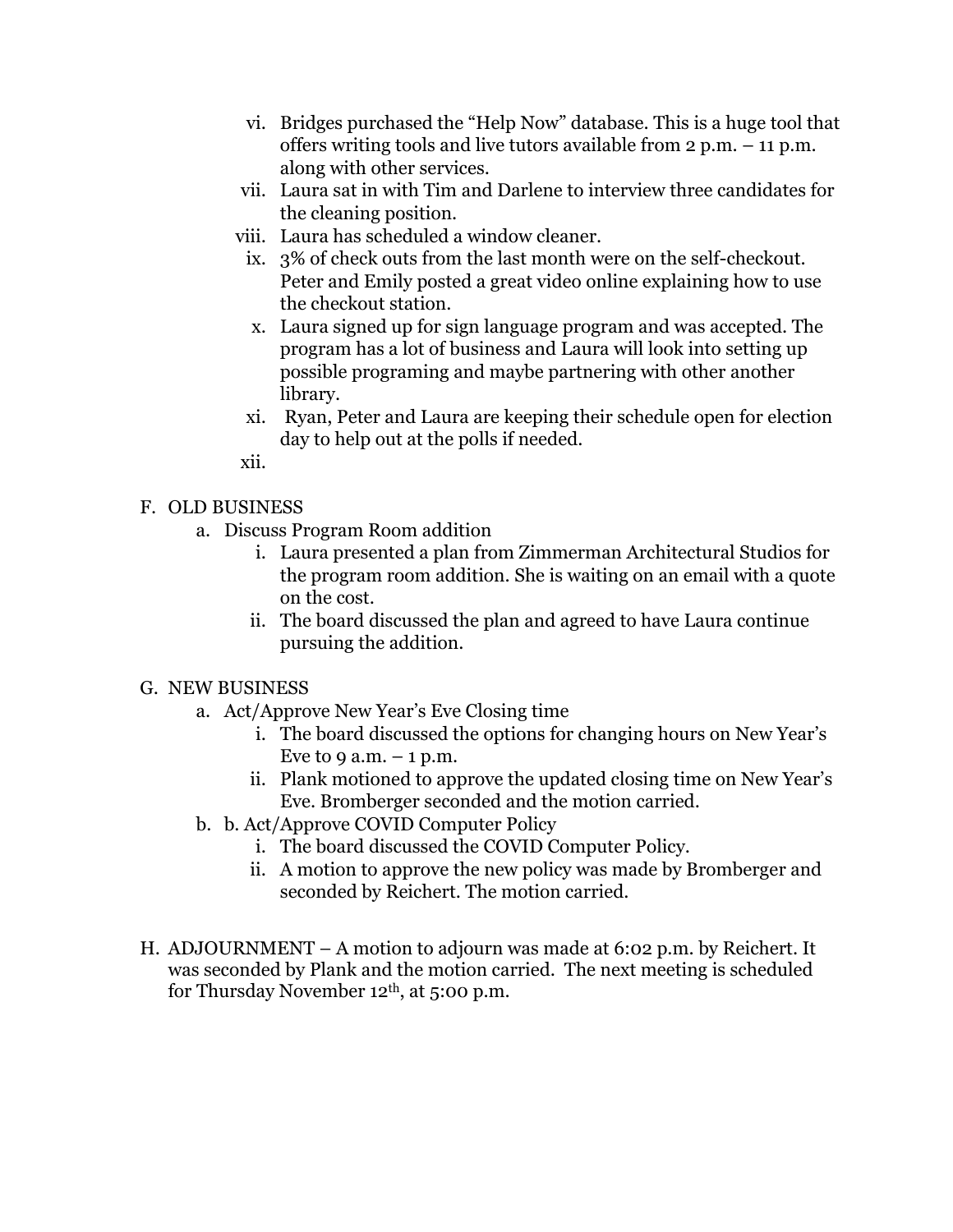vi. Bridges purchased the "Help Now" database. This is a huge tool that offers writing tools and live tutors available from 2 p.m. – 11 p.m. along with other services.

vii. Laura sat in with Tim and Darlene to interview three candidates for the cleaning position.

viii. Laura has scheduled a window cleaner.

ix. 3% of check outs from the last month were on the self-checkout. Peter and Emily posted a great video online explaining how to use the checkout station.

x. Laura signed up for sign language program and was accepted. The program has a lot of business and Laura will look into setting up possible programing and maybe partnering with other another library.

xi. Ryan, Peter and Laura are keeping their schedule open for election day to help out at the polls if needed.

xii.

F. OLD BUSINESS

a. Discuss Program Room addition

i. Laura presented a plan from Zimmerman Architectural Studios for the program room addition. She is waiting on an email with a quote on the cost.

ii. The board discussed the plan and agreed to have Laura continue pursuing the addition.

G. NEW BUSINESS

a. Act/Approve New Year's Eve Closing time

i. The board discussed the options for changing hours on New Year's Eve to 9 a.m. – 1 p.m.

ii. Plank motioned to approve the updated closing time on New Year's Eve. Bromberger seconded and the motion carried.

b. b. Act/Approve COVID Computer Policy

i. The board discussed the COVID Computer Policy.

ii. A motion to approve the new policy was made by Bromberger and seconded by Reichert. The motion carried.

H. ADJOURNMENT – A motion to adjourn was made at 6:02 p.m. by Reichert. It was seconded by Plank and the motion carried. The next meeting is scheduled for Thursday November 12th, at 5:00 p.m.